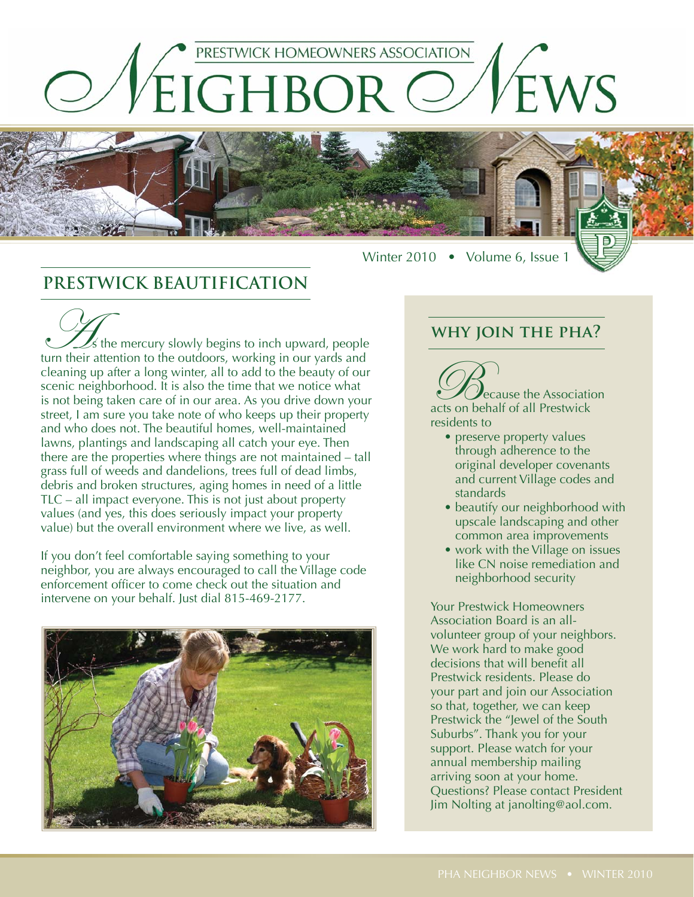# Neighbor News

PRESTWICK HOMEOWNERS ASSOCIATION

Winter 2010 • Volume 6, Issue 1

## PRESTWICK BEAUTIFICATION

As the mercury slowly begins to inch upward, people turn their attention to the outdoors, working in our yards and cleaning up after a long winter, all to add to the beauty of our scenic neighborhood. It is also the time that we notice what is not being taken care of in our area. As you drive down your street, I am sure you take note of who keeps up their property and who does not. The beautiful homes, well-maintained lawns, plantings and landscaping all catch your eye. Then there are the properties where things are not maintained – tall grass full of weeds and dandelions, trees full of dead limbs, debris and broken structures, aging homes in need of a little TLC – all impact everyone. This is not just about property values (and yes, this does seriously impact your property value) but the overall environment where we live, as well.

If you don't feel comfortable saying something to your neighbor, you are always encouraged to call the Village code enforcement officer to come check out the situation and intervene on your behalf. Just dial 815-469-2177.

## WHY JOIN THE PHA?

Because the Association acts on behalf of all Prestwick residents to

- preserve property values through adherence to the original developer covenants and current Village codes and standards
- beautify our neighborhood with upscale landscaping and other common area improvements
- work with the Village on issues like CN noise remediation and neighborhood security

Your Prestwick Homeowners Association Board is an all-volunteer group of your neighbors. We work hard to make good decisions that will benefit all Prestwick residents. Please do your part and join our Association so that, together, we can keep Prestwick the "Jewel of the South Suburbs". Thank you for your support. Please watch for your annual membership mailing arriving soon at your home. Questions? Please contact President Jim Nolting at janolting@aol.com.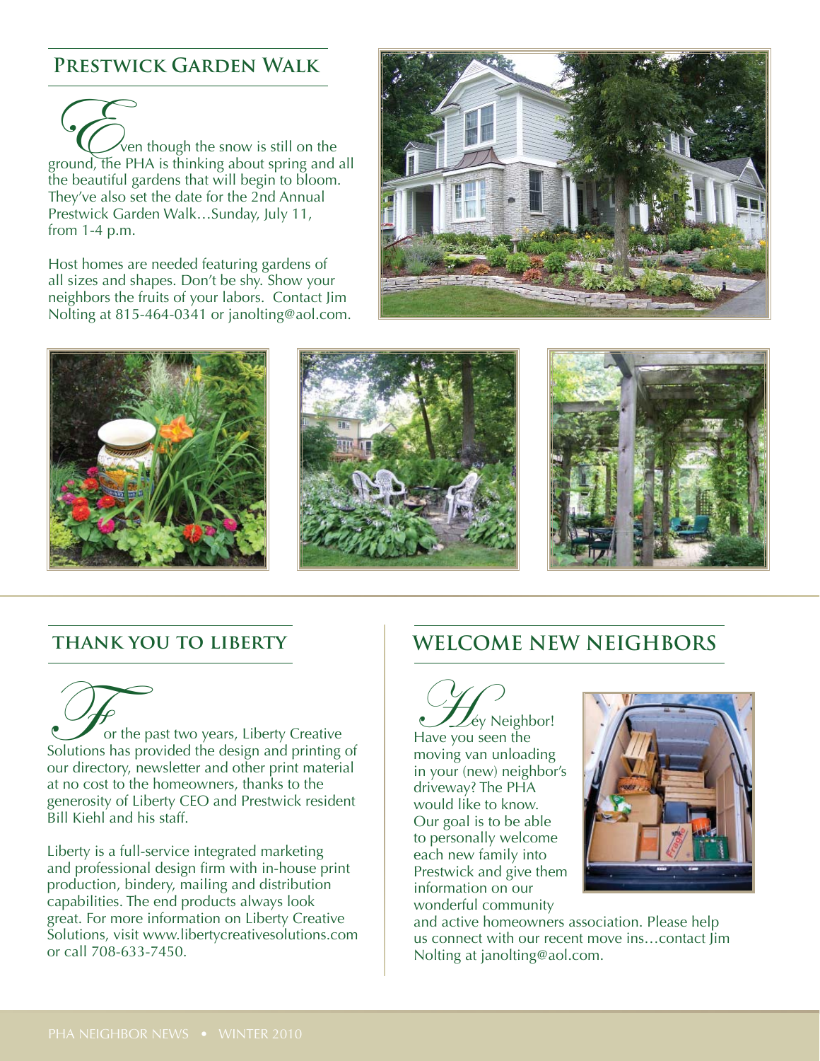## Prestwick Garden Walk

Even though the snow is still on the ground, the PHA is thinking about spring and all the beautiful gardens that will begin to bloom. They've also set the date for the 2nd Annual Prestwick Garden Walk…Sunday, July 11, from 1-4 p.m.

Host homes are needed featuring gardens of all sizes and shapes. Don't be shy. Show your neighbors the fruits of your labors. Contact Jim Nolting at 815-464-0341 or janolting@aol.com.

## Thank You to Liberty

For the past two years, Liberty Creative Solutions has provided the design and printing of our directory, newsletter and other print material at no cost to the homeowners, thanks to the generosity of Liberty CEO and Prestwick resident Bill Kiehl and his staff.

Liberty is a full-service integrated marketing and professional design firm with in-house print production, bindery, mailing and distribution capabilities. The end products always look great. For more information on Liberty Creative Solutions, visit www.libertycreativesolutions.com or call 708-633-7450.

## Welcome New Neighbors

Hey Neighbor! Have you seen the moving van unloading in your (new) neighbor's driveway? The PHA would like to know. Our goal is to be able to personally welcome each new family into Prestwick and give them information on our wonderful community and active homeowners association. Please help us connect with our recent move ins…contact Jim Nolting at janolting@aol.com.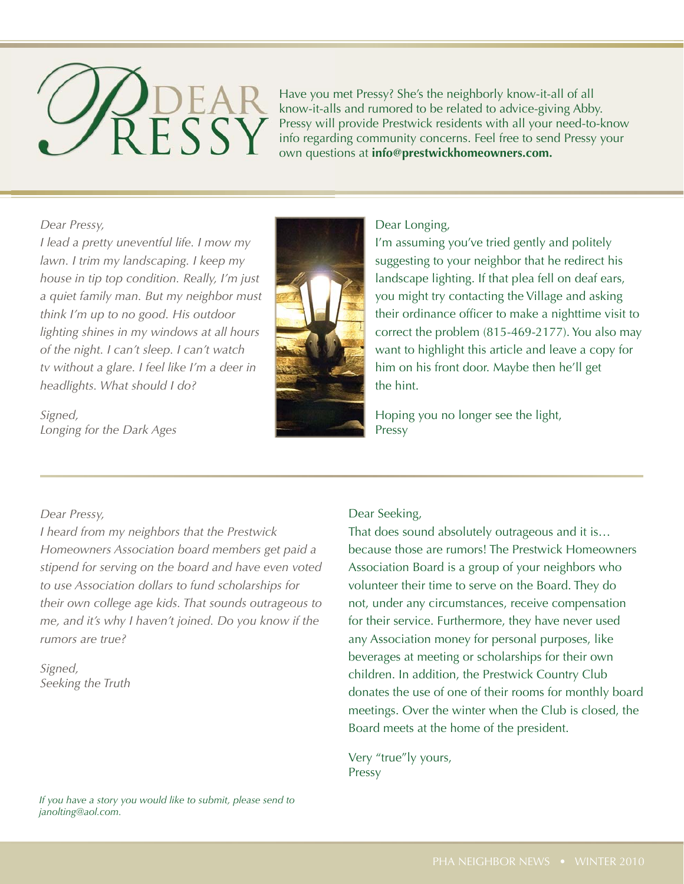# Dear Pressy

Have you met Pressy? She's the neighborly know-it-all of all know-it-alls and rumored to be related to advice-giving Abby. Pressy will provide Prestwick residents with all your need-to-know info regarding community concerns. Feel free to send Pressy your own questions at **info@prestwickhomeowners.com.**

---

*Dear Pressy,*
*I lead a pretty uneventful life. I mow my lawn. I trim my landscaping. I keep my house in tip top condition. Really, I'm just a quiet family man. But my neighbor must think I'm up to no good. His outdoor lighting shines in my windows at all hours of the night. I can't sleep. I can't watch tv without a glare. I feel like I'm a deer in headlights. What should I do?*

*Signed,*
*Longing for the Dark Ages*

Dear Longing,
I'm assuming you've tried gently and politely suggesting to your neighbor that he redirect his landscape lighting. If that plea fell on deaf ears, you might try contacting the Village and asking their ordinance officer to make a nighttime visit to correct the problem (815-469-2177). You also may want to highlight this article and leave a copy for him on his front door. Maybe then he'll get the hint.

Hoping you no longer see the light,
Pressy

---

*Dear Pressy,*
*I heard from my neighbors that the Prestwick Homeowners Association board members get paid a stipend for serving on the board and have even voted to use Association dollars to fund scholarships for their own college age kids. That sounds outrageous to me, and it's why I haven't joined. Do you know if the rumors are true?*

*Signed,*
*Seeking the Truth*

Dear Seeking,
That does sound absolutely outrageous and it is… because those are rumors! The Prestwick Homeowners Association Board is a group of your neighbors who volunteer their time to serve on the Board. They do not, under any circumstances, receive compensation for their service. Furthermore, they have never used any Association money for personal purposes, like beverages at meeting or scholarships for their own children. In addition, the Prestwick Country Club donates the use of one of their rooms for monthly board meetings. Over the winter when the Club is closed, the Board meets at the home of the president.

Very "true"ly yours,
Pressy

*If you have a story you would like to submit, please send to janolting@aol.com.*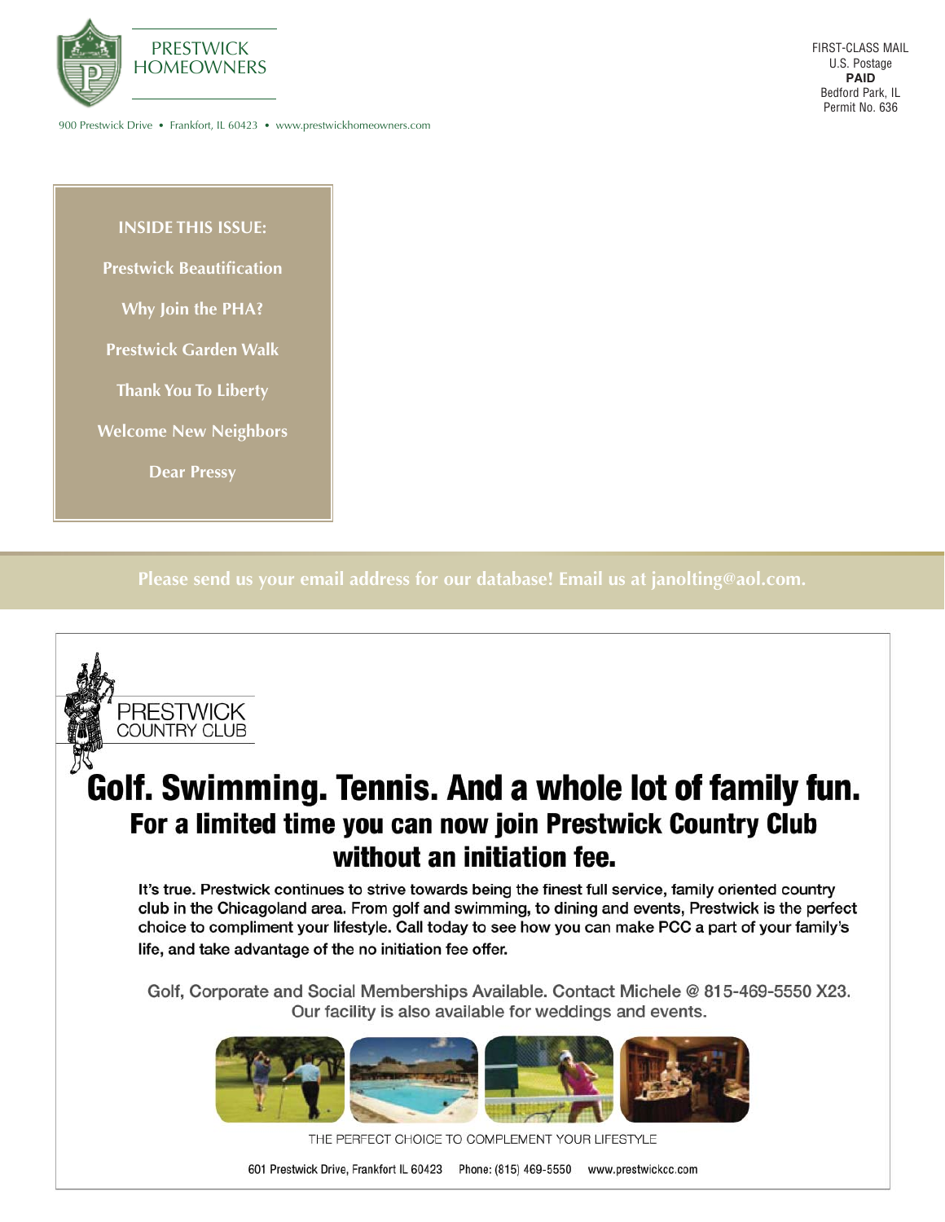PRESTWICK HOMEOWNERS

900 Prestwick Drive • Frankfort, IL 60423 • www.prestwickhomeowners.com

FIRST-CLASS MAIL
U.S. Postage
**PAID**
Bedford Park, IL
Permit No. 636

**INSIDE THIS ISSUE:**

- Prestwick Beautification
- Why Join the PHA?
- Prestwick Garden Walk
- Thank You To Liberty
- Welcome New Neighbors
- Dear Pressy

**Please send us your email address for our database! Email us at janolting@aol.com.**

PRESTWICK COUNTRY CLUB

# Golf. Swimming. Tennis. And a whole lot of family fun.

## For a limited time you can now join Prestwick Country Club without an initiation fee.

It's true. Prestwick continues to strive towards being the finest full service, family oriented country club in the Chicagoland area. From golf and swimming, to dining and events, Prestwick is the perfect choice to compliment your lifestyle. Call today to see how you can make PCC a part of your family's life, and take advantage of the no initiation fee offer.

Golf, Corporate and Social Memberships Available. Contact Michele @ 815-469-5550 X23.
Our facility is also available for weddings and events.

THE PERFECT CHOICE TO COMPLEMENT YOUR LIFESTYLE

601 Prestwick Drive, Frankfort IL 60423 Phone: (815) 469-5550 www.prestwickcc.com